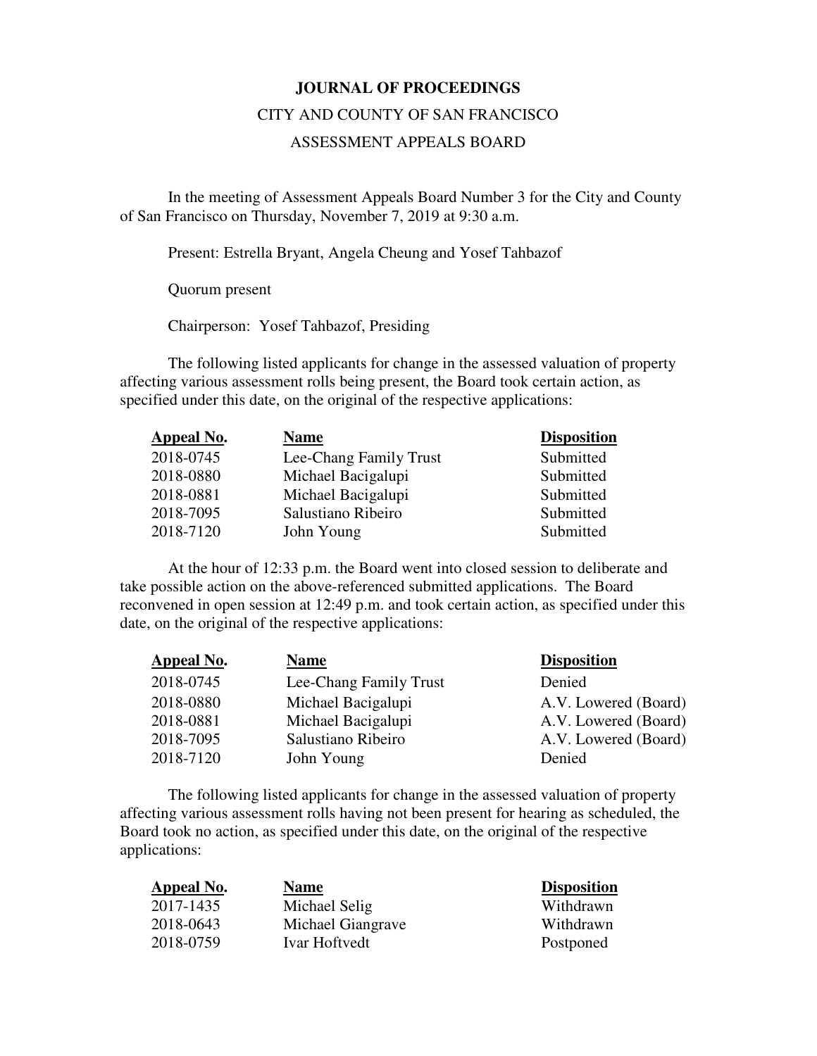**JOURNAL OF PROCEEDINGS**

CITY AND COUNTY OF SAN FRANCISCO

ASSESSMENT APPEALS BOARD

In the meeting of Assessment Appeals Board Number 3 for the City and County of San Francisco on Thursday, November 7, 2019 at 9:30 a.m.

Present: Estrella Bryant, Angela Cheung and Yosef Tahbazof

Quorum present

Chairperson: Yosef Tahbazof, Presiding

The following listed applicants for change in the assessed valuation of property affecting various assessment rolls being present, the Board took certain action, as specified under this date, on the original of the respective applications:

| Appeal No. | Name | Disposition |
|---|---|---|
| 2018-0745 | Lee-Chang Family Trust | Submitted |
| 2018-0880 | Michael Bacigalupi | Submitted |
| 2018-0881 | Michael Bacigalupi | Submitted |
| 2018-7095 | Salustiano Ribeiro | Submitted |
| 2018-7120 | John Young | Submitted |

At the hour of 12:33 p.m. the Board went into closed session to deliberate and take possible action on the above-referenced submitted applications. The Board reconvened in open session at 12:49 p.m. and took certain action, as specified under this date, on the original of the respective applications:

| Appeal No. | Name | Disposition |
|---|---|---|
| 2018-0745 | Lee-Chang Family Trust | Denied |
| 2018-0880 | Michael Bacigalupi | A.V. Lowered (Board) |
| 2018-0881 | Michael Bacigalupi | A.V. Lowered (Board) |
| 2018-7095 | Salustiano Ribeiro | A.V. Lowered (Board) |
| 2018-7120 | John Young | Denied |

The following listed applicants for change in the assessed valuation of property affecting various assessment rolls having not been present for hearing as scheduled, the Board took no action, as specified under this date, on the original of the respective applications:

| Appeal No. | Name | Disposition |
|---|---|---|
| 2017-1435 | Michael Selig | Withdrawn |
| 2018-0643 | Michael Giangrave | Withdrawn |
| 2018-0759 | Ivar Hoftvedt | Postponed |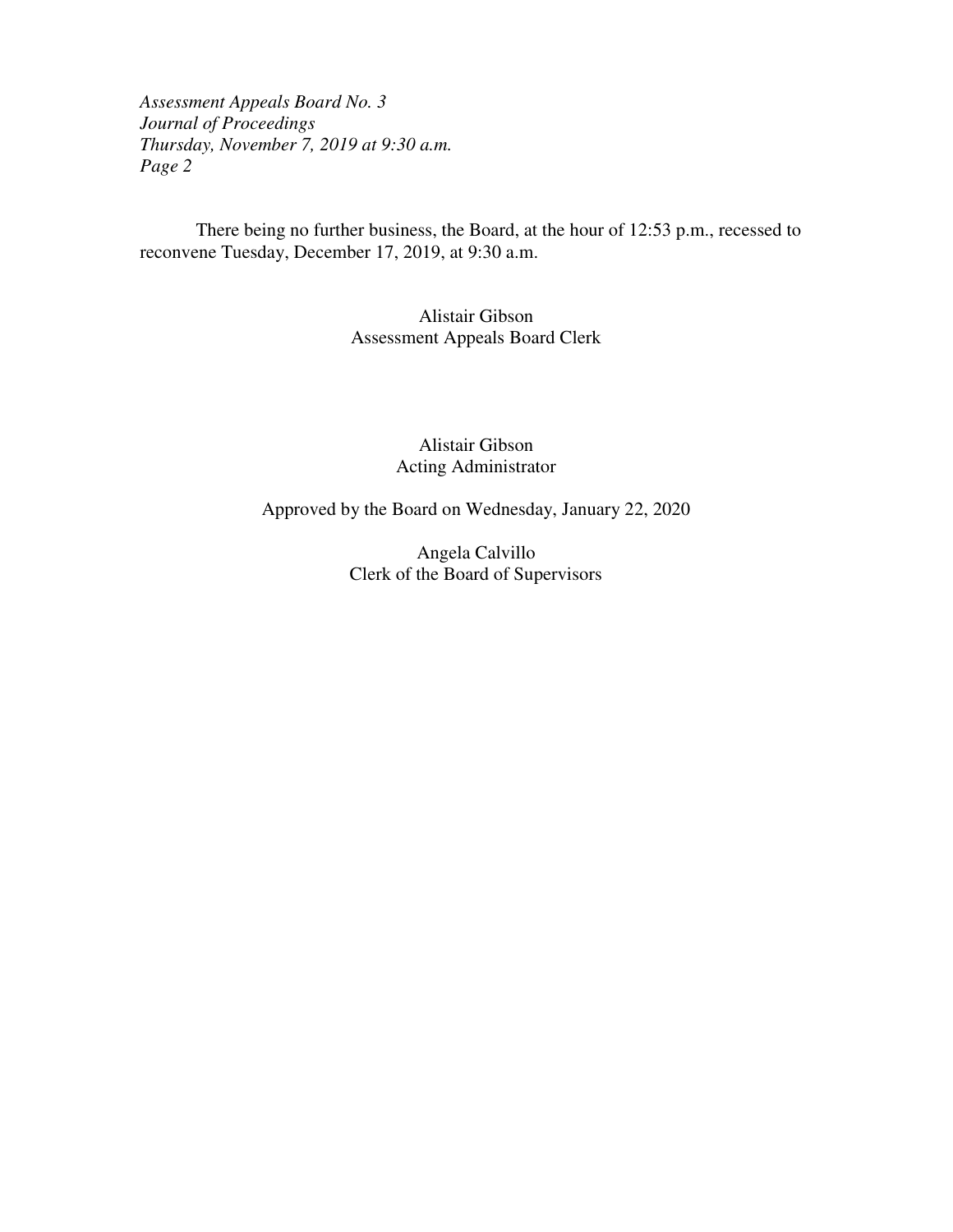There being no further business, the Board, at the hour of 12:53 p.m., recessed to reconvene Tuesday, December 17, 2019, at 9:30 a.m.

Alistair Gibson
Assessment Appeals Board Clerk

Alistair Gibson
Acting Administrator

Approved by the Board on Wednesday, January 22, 2020

Angela Calvillo
Clerk of the Board of Supervisors